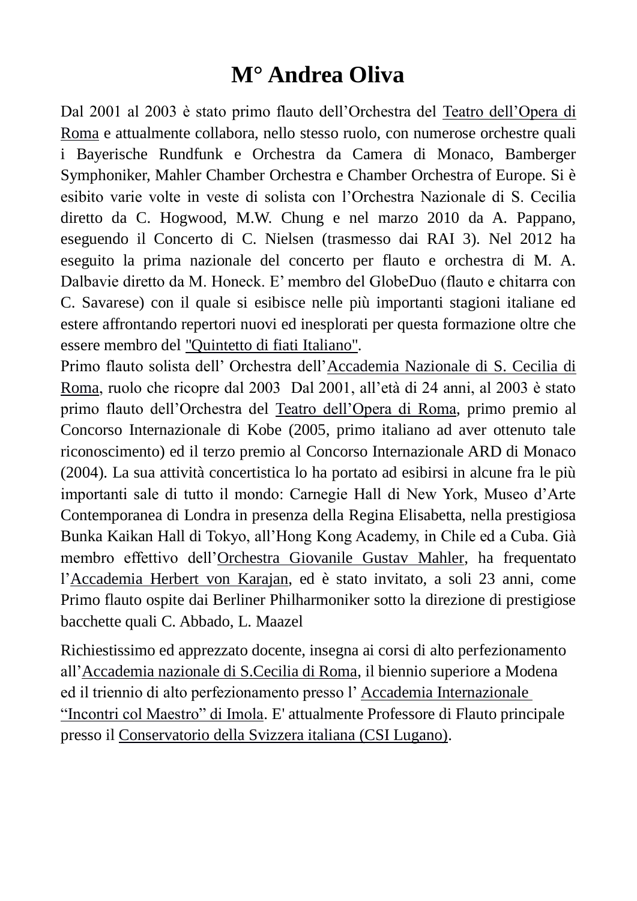# M° Andrea Oliva

Dal 2001 al 2003 è stato primo flauto dell'Orchestra del Teatro dell'Opera di Roma e attualmente collabora, nello stesso ruolo, con numerose orchestre quali i Bayerische Rundfunk e Orchestra da Camera di Monaco, Bamberger Symphoniker, Mahler Chamber Orchestra e Chamber Orchestra of Europe. Si è esibito varie volte in veste di solista con l'Orchestra Nazionale di S. Cecilia diretto da C. Hogwood, M.W. Chung e nel marzo 2010 da A. Pappano, eseguendo il Concerto di C. Nielsen (trasmesso dai RAI 3). Nel 2012 ha eseguito la prima nazionale del concerto per flauto e orchestra di M. A. Dalbavie diretto da M. Honeck. E' membro del GlobeDuo (flauto e chitarra con C. Savarese) con il quale si esibisce nelle più importanti stagioni italiane ed estere affrontando repertori nuovi ed inesplorati per questa formazione oltre che essere membro del "Quintetto di fiati Italiano".

Primo flauto solista dell' Orchestra dell'Accademia Nazionale di S. Cecilia di Roma, ruolo che ricopre dal 2003 Dal 2001, all'età di 24 anni, al 2003 è stato primo flauto dell'Orchestra del Teatro dell'Opera di Roma, primo premio al Concorso Internazionale di Kobe (2005, primo italiano ad aver ottenuto tale riconoscimento) ed il terzo premio al Concorso Internazionale ARD di Monaco (2004). La sua attività concertistica lo ha portato ad esibirsi in alcune fra le più importanti sale di tutto il mondo: Carnegie Hall di New York, Museo d'Arte Contemporanea di Londra in presenza della Regina Elisabetta, nella prestigiosa Bunka Kaikan Hall di Tokyo, all'Hong Kong Academy, in Chile ed a Cuba. Già membro effettivo dell'Orchestra Giovanile Gustav Mahler, ha frequentato l'Accademia Herbert von Karajan, ed è stato invitato, a soli 23 anni, come Primo flauto ospite dai Berliner Philharmoniker sotto la direzione di prestigiose bacchette quali C. Abbado, L. Maazel

Richiestissimo ed apprezzato docente, insegna ai corsi di alto perfezionamento all'Accademia nazionale di S.Cecilia di Roma, il biennio superiore a Modena ed il triennio di alto perfezionamento presso l' Accademia Internazionale "Incontri col Maestro" di Imola. E' attualmente Professore di Flauto principale presso il Conservatorio della Svizzera italiana (CSI Lugano).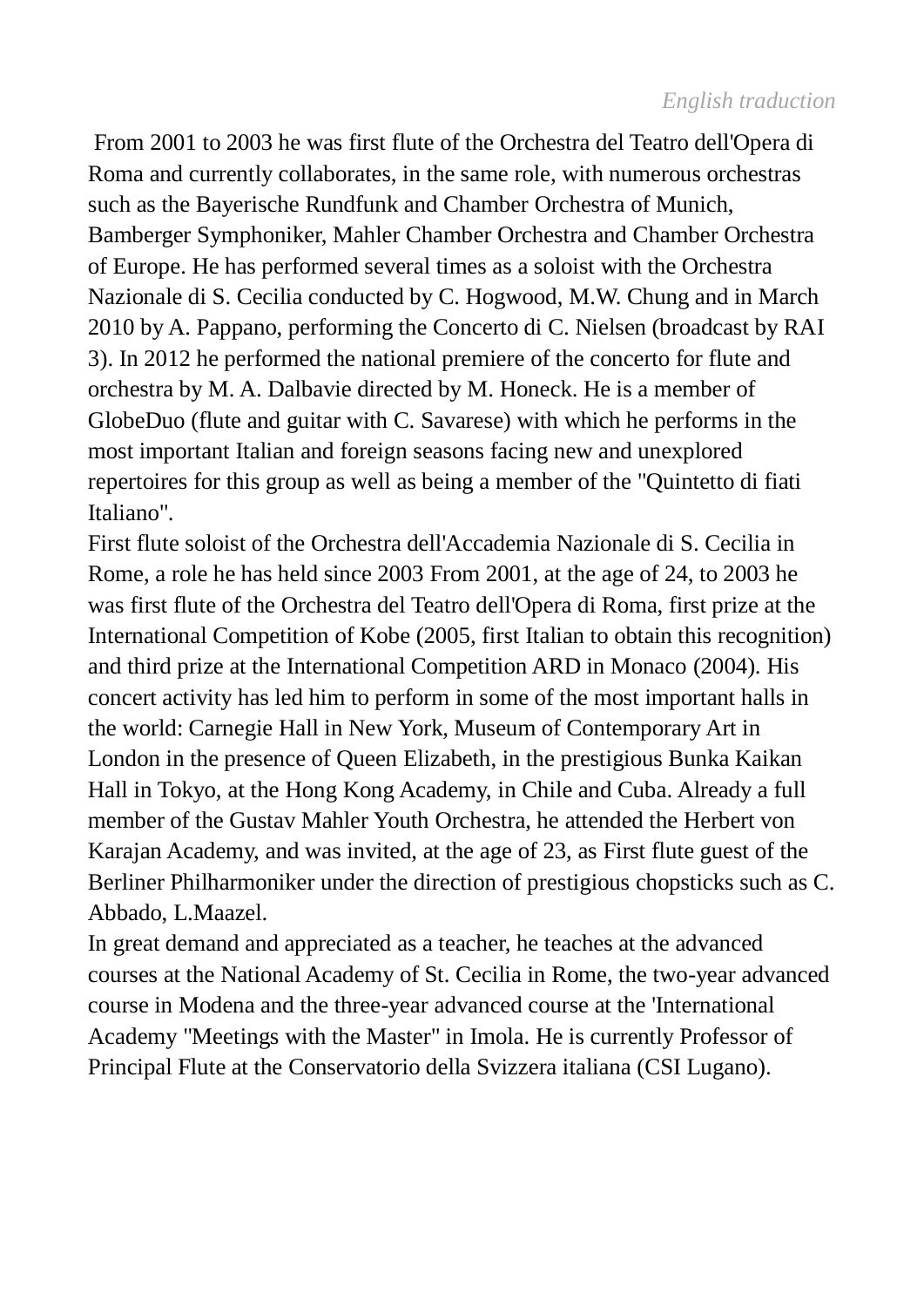*English traduction*

From 2001 to 2003 he was first flute of the Orchestra del Teatro dell'Opera di Roma and currently collaborates, in the same role, with numerous orchestras such as the Bayerische Rundfunk and Chamber Orchestra of Munich, Bamberger Symphoniker, Mahler Chamber Orchestra and Chamber Orchestra of Europe. He has performed several times as a soloist with the Orchestra Nazionale di S. Cecilia conducted by C. Hogwood, M.W. Chung and in March 2010 by A. Pappano, performing the Concerto di C. Nielsen (broadcast by RAI 3). In 2012 he performed the national premiere of the concerto for flute and orchestra by M. A. Dalbavie directed by M. Honeck. He is a member of GlobeDuo (flute and guitar with C. Savarese) with which he performs in the most important Italian and foreign seasons facing new and unexplored repertoires for this group as well as being a member of the "Quintetto di fiati Italiano".

First flute soloist of the Orchestra dell'Accademia Nazionale di S. Cecilia in Rome, a role he has held since 2003 From 2001, at the age of 24, to 2003 he was first flute of the Orchestra del Teatro dell'Opera di Roma, first prize at the International Competition of Kobe (2005, first Italian to obtain this recognition) and third prize at the International Competition ARD in Monaco (2004). His concert activity has led him to perform in some of the most important halls in the world: Carnegie Hall in New York, Museum of Contemporary Art in London in the presence of Queen Elizabeth, in the prestigious Bunka Kaikan Hall in Tokyo, at the Hong Kong Academy, in Chile and Cuba. Already a full member of the Gustav Mahler Youth Orchestra, he attended the Herbert von Karajan Academy, and was invited, at the age of 23, as First flute guest of the Berliner Philharmoniker under the direction of prestigious chopsticks such as C. Abbado, L.Maazel.

In great demand and appreciated as a teacher, he teaches at the advanced courses at the National Academy of St. Cecilia in Rome, the two-year advanced course in Modena and the three-year advanced course at the 'International Academy "Meetings with the Master" in Imola. He is currently Professor of Principal Flute at the Conservatorio della Svizzera italiana (CSI Lugano).